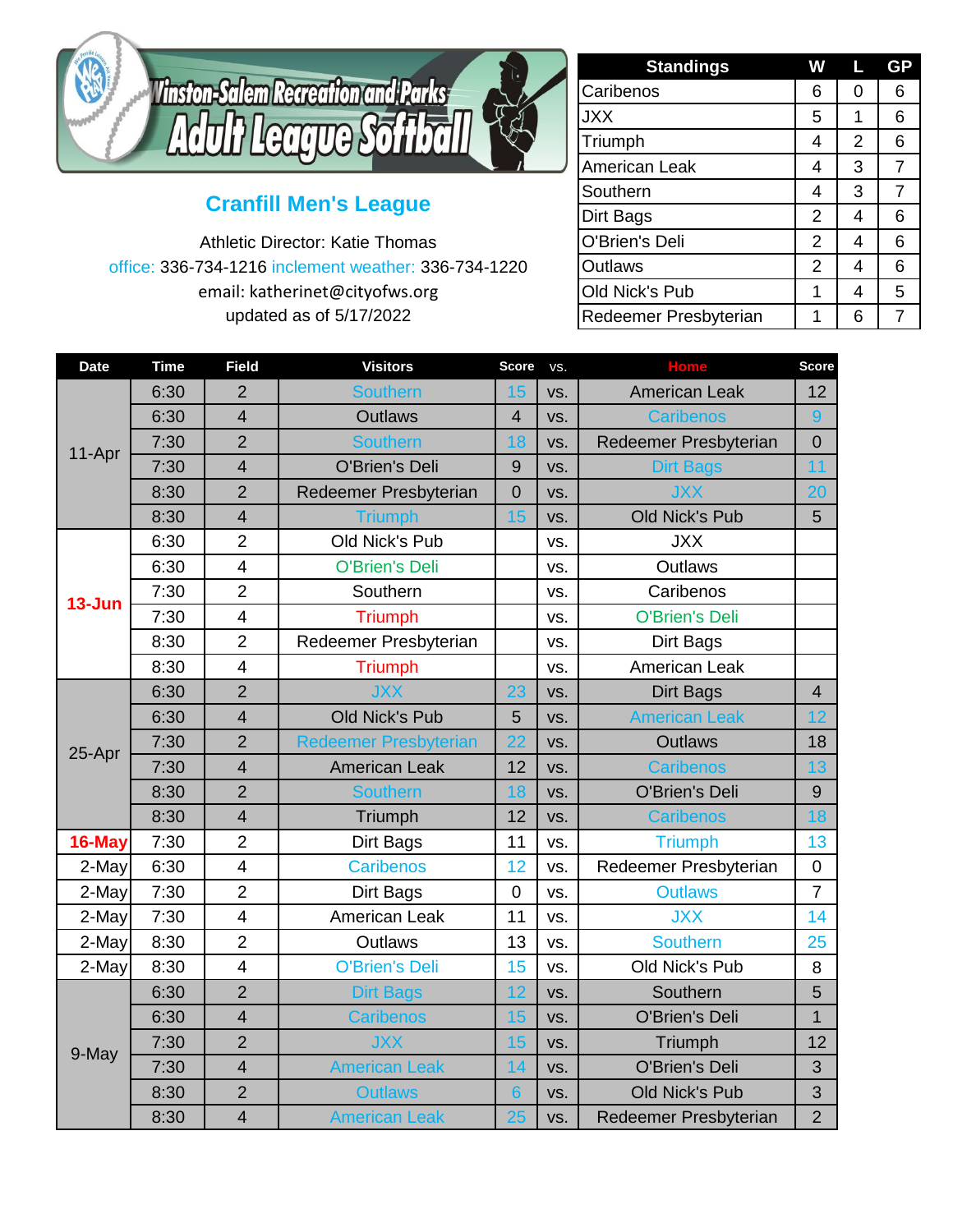# Winston-Salem Recreation and Parks Adult League Softball

## Cranfill Men's League

Athletic Director: Katie Thomas

office: 336-734-1216 inclement weather: 336-734-1220

email: katherinet@cityofws.org

updated as of 5/17/2022

| Standings | W | L | GP |
|---|---|---|---|
| Caribenos | 6 | 0 | 6 |
| JXX | 5 | 1 | 6 |
| Triumph | 4 | 2 | 6 |
| American Leak | 4 | 3 | 7 |
| Southern | 4 | 3 | 7 |
| Dirt Bags | 2 | 4 | 6 |
| O'Brien's Deli | 2 | 4 | 6 |
| Outlaws | 2 | 4 | 6 |
| Old Nick's Pub | 1 | 4 | 5 |
| Redeemer Presbyterian | 1 | 6 | 7 |

| Date | Time | Field | Visitors | Score | vs. | Home | Score |
|---|---|---|---|---|---|---|---|
| 11-Apr | 6:30 | 2 | Southern | 15 | vs. | American Leak | 12 |
| | 6:30 | 4 | Outlaws | 4 | vs. | Caribenos | 9 |
| | 7:30 | 2 | Southern | 18 | vs. | Redeemer Presbyterian | 0 |
| | 7:30 | 4 | O'Brien's Deli | 9 | vs. | Dirt Bags | 11 |
| | 8:30 | 2 | Redeemer Presbyterian | 0 | vs. | JXX | 20 |
| | 8:30 | 4 | Triumph | 15 | vs. | Old Nick's Pub | 5 |
| 13-Jun | 6:30 | 2 | Old Nick's Pub | | vs. | JXX | |
| | 6:30 | 4 | O'Brien's Deli | | vs. | Outlaws | |
| | 7:30 | 2 | Southern | | vs. | Caribenos | |
| | 7:30 | 4 | Triumph | | vs. | O'Brien's Deli | |
| | 8:30 | 2 | Redeemer Presbyterian | | vs. | Dirt Bags | |
| | 8:30 | 4 | Triumph | | vs. | American Leak | |
| 25-Apr | 6:30 | 2 | JXX | 23 | vs. | Dirt Bags | 4 |
| | 6:30 | 4 | Old Nick's Pub | 5 | vs. | American Leak | 12 |
| | 7:30 | 2 | Redeemer Presbyterian | 22 | vs. | Outlaws | 18 |
| | 7:30 | 4 | American Leak | 12 | vs. | Caribenos | 13 |
| | 8:30 | 2 | Southern | 18 | vs. | O'Brien's Deli | 9 |
| | 8:30 | 4 | Triumph | 12 | vs. | Caribenos | 18 |
| 16-May | 7:30 | 2 | Dirt Bags | 11 | vs. | Triumph | 13 |
| 2-May | 6:30 | 4 | Caribenos | 12 | vs. | Redeemer Presbyterian | 0 |
| 2-May | 7:30 | 2 | Dirt Bags | 0 | vs. | Outlaws | 7 |
| 2-May | 7:30 | 4 | American Leak | 11 | vs. | JXX | 14 |
| 2-May | 8:30 | 2 | Outlaws | 13 | vs. | Southern | 25 |
| 2-May | 8:30 | 4 | O'Brien's Deli | 15 | vs. | Old Nick's Pub | 8 |
| 9-May | 6:30 | 2 | Dirt Bags | 12 | vs. | Southern | 5 |
| | 6:30 | 4 | Caribenos | 15 | vs. | O'Brien's Deli | 1 |
| | 7:30 | 2 | JXX | 15 | vs. | Triumph | 12 |
| | 7:30 | 4 | American Leak | 14 | vs. | O'Brien's Deli | 3 |
| | 8:30 | 2 | Outlaws | 6 | vs. | Old Nick's Pub | 3 |
| | 8:30 | 4 | American Leak | 25 | vs. | Redeemer Presbyterian | 2 |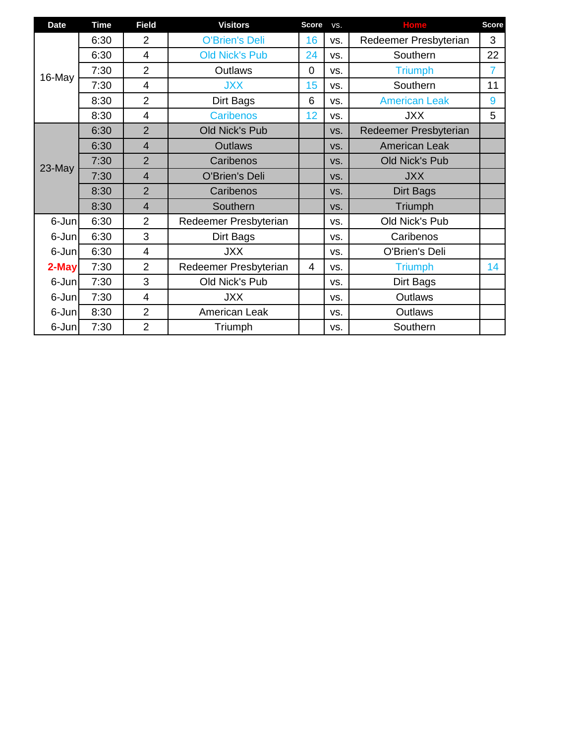| Date | Time | Field | Visitors | Score | vs. | Home | Score |
|---|---|---|---|---|---|---|---|
| 16-May | 6:30 | 2 | O'Brien's Deli | 16 | vs. | Redeemer Presbyterian | 3 |
| | 6:30 | 4 | Old Nick's Pub | 24 | vs. | Southern | 22 |
| | 7:30 | 2 | Outlaws | 0 | vs. | Triumph | 7 |
| | 7:30 | 4 | JXX | 15 | vs. | Southern | 11 |
| | 8:30 | 2 | Dirt Bags | 6 | vs. | American Leak | 9 |
| | 8:30 | 4 | Caribenos | 12 | vs. | JXX | 5 |
| 23-May | 6:30 | 2 | Old Nick's Pub | | vs. | Redeemer Presbyterian | |
| | 6:30 | 4 | Outlaws | | vs. | American Leak | |
| | 7:30 | 2 | Caribenos | | vs. | Old Nick's Pub | |
| | 7:30 | 4 | O'Brien's Deli | | vs. | JXX | |
| | 8:30 | 2 | Caribenos | | vs. | Dirt Bags | |
| | 8:30 | 4 | Southern | | vs. | Triumph | |
| 6-Jun | 6:30 | 2 | Redeemer Presbyterian | | vs. | Old Nick's Pub | |
| 6-Jun | 6:30 | 3 | Dirt Bags | | vs. | Caribenos | |
| 6-Jun | 6:30 | 4 | JXX | | vs. | O'Brien's Deli | |
| **2-May** | 7:30 | 2 | Redeemer Presbyterian | 4 | vs. | Triumph | 14 |
| 6-Jun | 7:30 | 3 | Old Nick's Pub | | vs. | Dirt Bags | |
| 6-Jun | 7:30 | 4 | JXX | | vs. | Outlaws | |
| 6-Jun | 8:30 | 2 | American Leak | | vs. | Outlaws | |
| 6-Jun | 7:30 | 2 | Triumph | | vs. | Southern | |